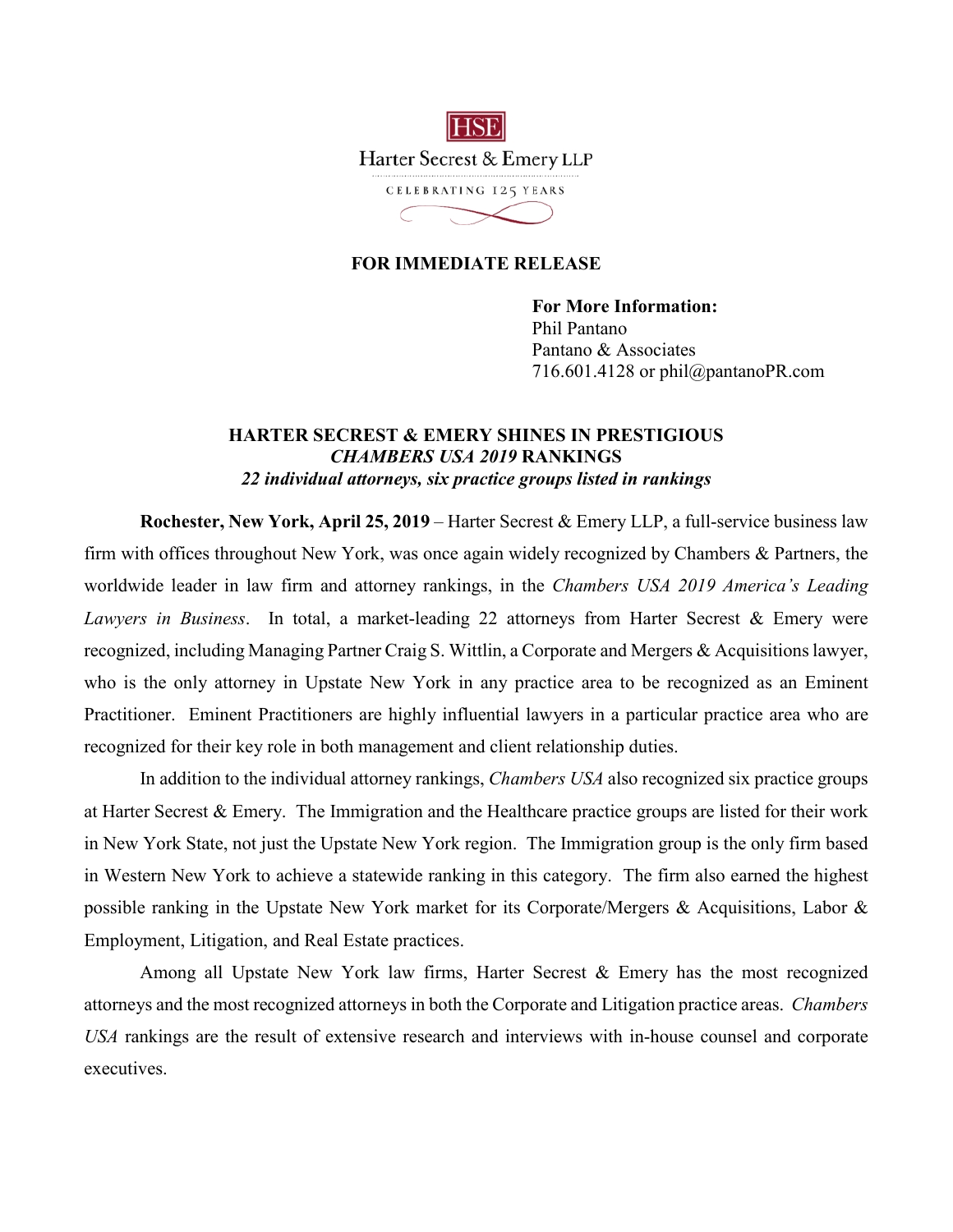HSE

Harter Secrest & Emery LLP

CELEBRATING 125 YEARS

**FOR IMMEDIATE RELEASE**

**For More Information:**
Phil Pantano
Pantano & Associates
716.601.4128 or phil@pantanoPR.com

# HARTER SECREST & EMERY SHINES IN PRESTIGIOUS *CHAMBERS USA 2019* RANKINGS

***22 individual attorneys, six practice groups listed in rankings***

**Rochester, New York, April 25, 2019** – Harter Secrest & Emery LLP, a full-service business law firm with offices throughout New York, was once again widely recognized by Chambers & Partners, the worldwide leader in law firm and attorney rankings, in the *Chambers USA 2019 America's Leading Lawyers in Business*. In total, a market-leading 22 attorneys from Harter Secrest & Emery were recognized, including Managing Partner Craig S. Wittlin, a Corporate and Mergers & Acquisitions lawyer, who is the only attorney in Upstate New York in any practice area to be recognized as an Eminent Practitioner. Eminent Practitioners are highly influential lawyers in a particular practice area who are recognized for their key role in both management and client relationship duties.

In addition to the individual attorney rankings, *Chambers USA* also recognized six practice groups at Harter Secrest & Emery. The Immigration and the Healthcare practice groups are listed for their work in New York State, not just the Upstate New York region. The Immigration group is the only firm based in Western New York to achieve a statewide ranking in this category. The firm also earned the highest possible ranking in the Upstate New York market for its Corporate/Mergers & Acquisitions, Labor & Employment, Litigation, and Real Estate practices.

Among all Upstate New York law firms, Harter Secrest & Emery has the most recognized attorneys and the most recognized attorneys in both the Corporate and Litigation practice areas. *Chambers USA* rankings are the result of extensive research and interviews with in-house counsel and corporate executives.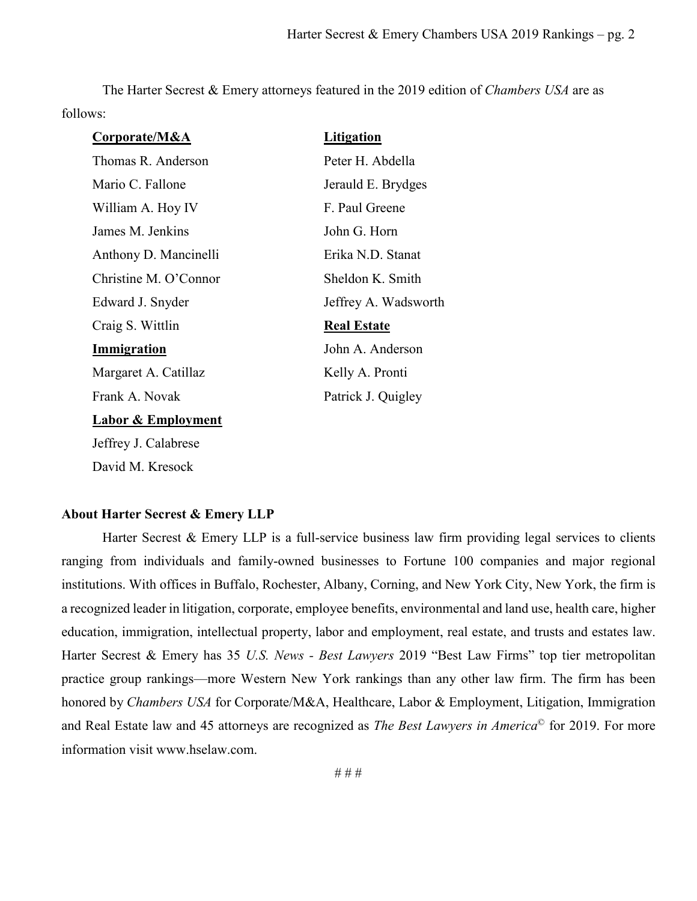The Harter Secrest & Emery attorneys featured in the 2019 edition of *Chambers USA* are as follows:

**Corporate/M&A**

Thomas R. Anderson
Mario C. Fallone
William A. Hoy IV
James M. Jenkins
Anthony D. Mancinelli
Christine M. O'Connor
Edward J. Snyder
Craig S. Wittlin

**Immigration**

Margaret A. Catillaz
Frank A. Novak

**Labor & Employment**

Jeffrey J. Calabrese
David M. Kresock

**Litigation**

Peter H. Abdella
Jerauld E. Brydges
F. Paul Greene
John G. Horn
Erika N.D. Stanat
Sheldon K. Smith
Jeffrey A. Wadsworth

**Real Estate**

John A. Anderson
Kelly A. Pronti
Patrick J. Quigley

**About Harter Secrest & Emery LLP**

Harter Secrest & Emery LLP is a full-service business law firm providing legal services to clients ranging from individuals and family-owned businesses to Fortune 100 companies and major regional institutions. With offices in Buffalo, Rochester, Albany, Corning, and New York City, New York, the firm is a recognized leader in litigation, corporate, employee benefits, environmental and land use, health care, higher education, immigration, intellectual property, labor and employment, real estate, and trusts and estates law. Harter Secrest & Emery has 35 *U.S. News - Best Lawyers* 2019 "Best Law Firms" top tier metropolitan practice group rankings—more Western New York rankings than any other law firm. The firm has been honored by *Chambers USA* for Corporate/M&A, Healthcare, Labor & Employment, Litigation, Immigration and Real Estate law and 45 attorneys are recognized as *The Best Lawyers in America*© for 2019. For more information visit www.hselaw.com.

# # #